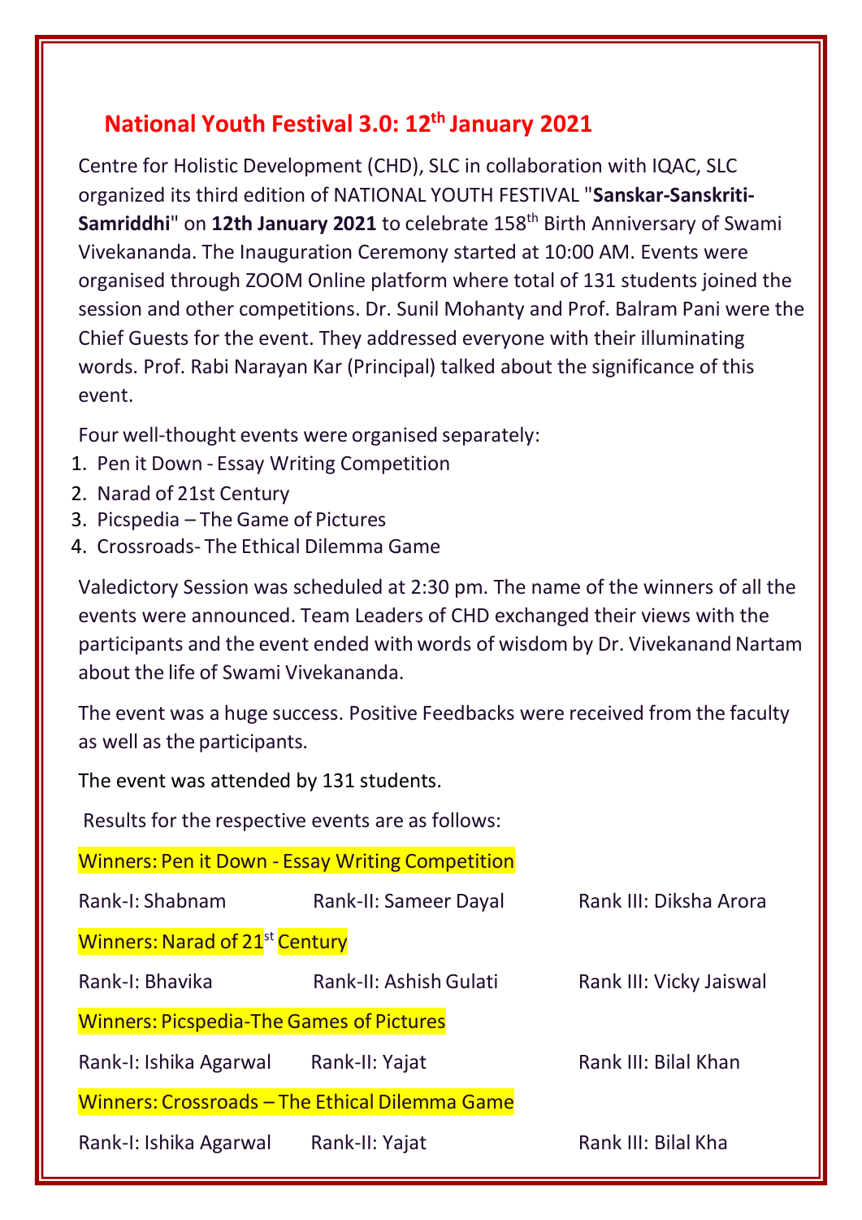# National Youth Festival 3.0: 12th January 2021

Centre for Holistic Development (CHD), SLC in collaboration with IQAC, SLC organized its third edition of NATIONAL YOUTH FESTIVAL "**Sanskar-Sanskriti-Samriddhi**" on **12th January 2021** to celebrate 158th Birth Anniversary of Swami Vivekananda. The Inauguration Ceremony started at 10:00 AM. Events were organised through ZOOM Online platform where total of 131 students joined the session and other competitions. Dr. Sunil Mohanty and Prof. Balram Pani were the Chief Guests for the event. They addressed everyone with their illuminating words. Prof. Rabi Narayan Kar (Principal) talked about the significance of this event.

Four well-thought events were organised separately:

1. Pen it Down - Essay Writing Competition
2. Narad of 21st Century
3. Picspedia – The Game of Pictures
4. Crossroads- The Ethical Dilemma Game

Valedictory Session was scheduled at 2:30 pm. The name of the winners of all the events were announced. Team Leaders of CHD exchanged their views with the participants and the event ended with words of wisdom by Dr. Vivekanand Nartam about the life of Swami Vivekananda.

The event was a huge success. Positive Feedbacks were received from the faculty as well as the participants.

The event was attended by 131 students.

Results for the respective events are as follows:

**Winners: Pen it Down - Essay Writing Competition**

Rank-I: Shabnam    Rank-II: Sameer Dayal    Rank III: Diksha Arora

**Winners: Narad of 21st Century**

Rank-I: Bhavika    Rank-II: Ashish Gulati    Rank III: Vicky Jaiswal

**Winners: Picspedia-The Games of Pictures**

Rank-I: Ishika Agarwal    Rank-II: Yajat    Rank III: Bilal Khan

**Winners: Crossroads – The Ethical Dilemma Game**

Rank-I: Ishika Agarwal    Rank-II: Yajat    Rank III: Bilal Kha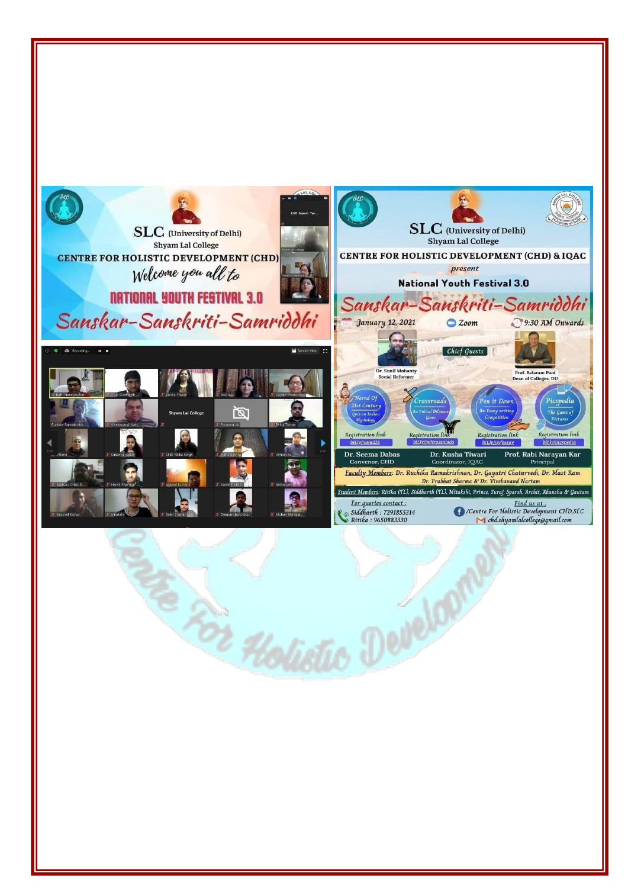SLC (University of Delhi)

Shyam Lal College

CENTRE FOR HOLISTIC DEVELOPMENT (CHD)

Welcome you all to

NATIONAL YOUTH FESTIVAL 3.0

Sanskar-Sanskriti-Samriddhi

SLC (University of Delhi)

Shyam Lal College

CENTRE FOR HOLISTIC DEVELOPMENT (CHD) & IQAC

present

National Youth Festival 3.0

Sanskar-Sanskriti-Samriddhi

January 12, 2021 | Zoom | 9:30 AM Onwards

Chief Guests

Dr. Sunil Mohanty, Social Reformer

Prof. Balaram Pani, Dean of Colleges, DU

Narad Of 21st Century – Quiz on Indian Mythology – Registration link: bit.ly/narad21

Crossroads – An Ethical Dilemma Game – Registration link: bit.ly/nv/crossroads

Pen it Down – An Essay writing Competition – Registration link: bit.ly/nv/essay

Picspedia – The Game of Pictures – Registration link: bit.ly/picspedia

Dr. Seema Dabas, Convenor, CHD

Dr. Kusha Tiwari, Coordinator, IQAC

Prof. Rabi Narayan Kar, Principal

Faculty Members: Dr. Ruchika Ramakrishnan, Dr. Gayatri Chaturvedi, Dr. Mast Ram, Dr. Prabhat Sharma & Dr. Vivekanand Nartam

Student Members: Ritika (TL), Siddharth (TL), Mitakshi, Prince, Suraj, Sparsh, Archit, Akansha & Gautam

For queries contact:

Siddharth : 7291855314

Ritika : 9650883330

Find us at:

/Centre For Holistic Development CHD,SLC

chd.shyamlalcollege@gmail.com